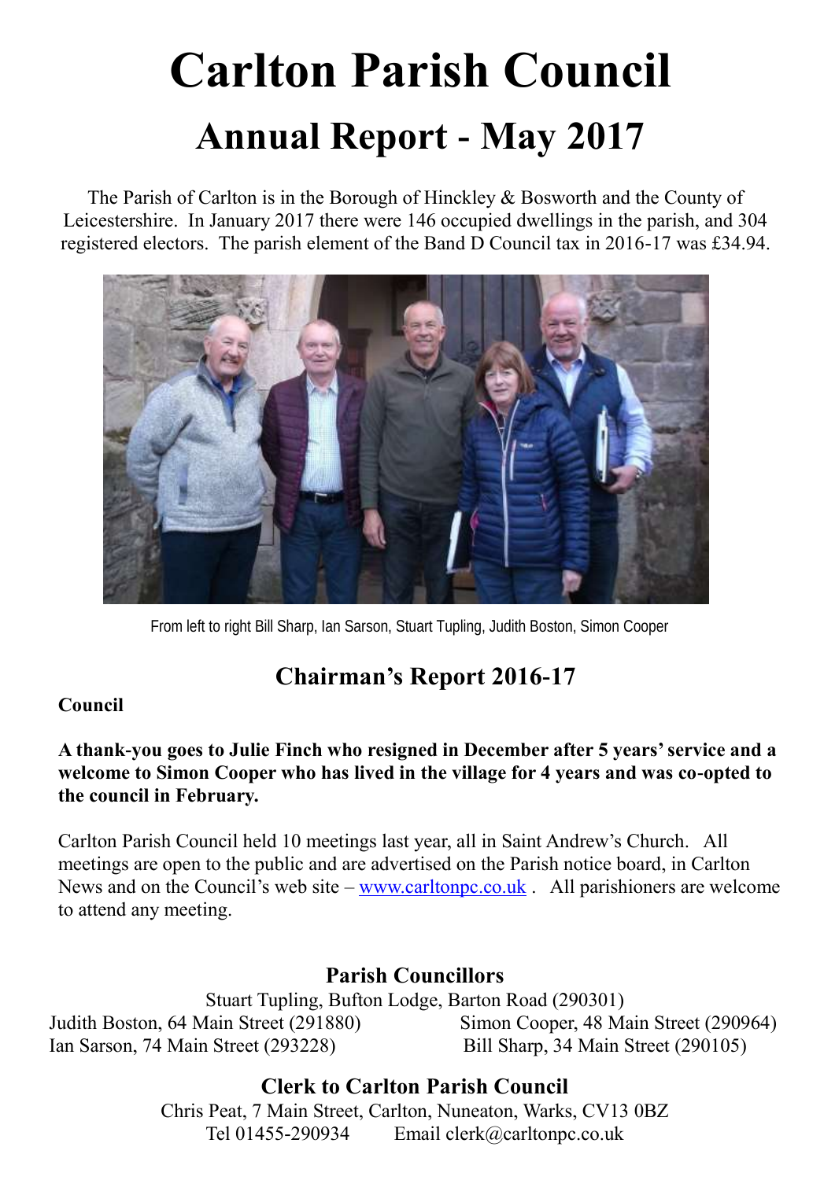# Carlton Parish Council

## Annual Report - May 2017

The Parish of Carlton is in the Borough of Hinckley & Bosworth and the County of Leicestershire. In January 2017 there were 146 occupied dwellings in the parish, and 304 registered electors. The parish element of the Band D Council tax in 2016-17 was £34.94.

From left to right Bill Sharp, Ian Sarson, Stuart Tupling, Judith Boston, Simon Cooper

## Chairman's Report 2016-17

**Council**

**A thank-you goes to Julie Finch who resigned in December after 5 years' service and a welcome to Simon Cooper who has lived in the village for 4 years and was co-opted to the council in February.**

Carlton Parish Council held 10 meetings last year, all in Saint Andrew's Church. All meetings are open to the public and are advertised on the Parish notice board, in Carlton News and on the Council's web site – www.carltonpc.co.uk . All parishioners are welcome to attend any meeting.

### Parish Councillors

Stuart Tupling, Bufton Lodge, Barton Road (290301)

Judith Boston, 64 Main Street (291880)

Simon Cooper, 48 Main Street (290964)

Ian Sarson, 74 Main Street (293228)

Bill Sharp, 34 Main Street (290105)

### Clerk to Carlton Parish Council

Chris Peat, 7 Main Street, Carlton, Nuneaton, Warks, CV13 0BZ

Tel 01455-290934 Email clerk@carltonpc.co.uk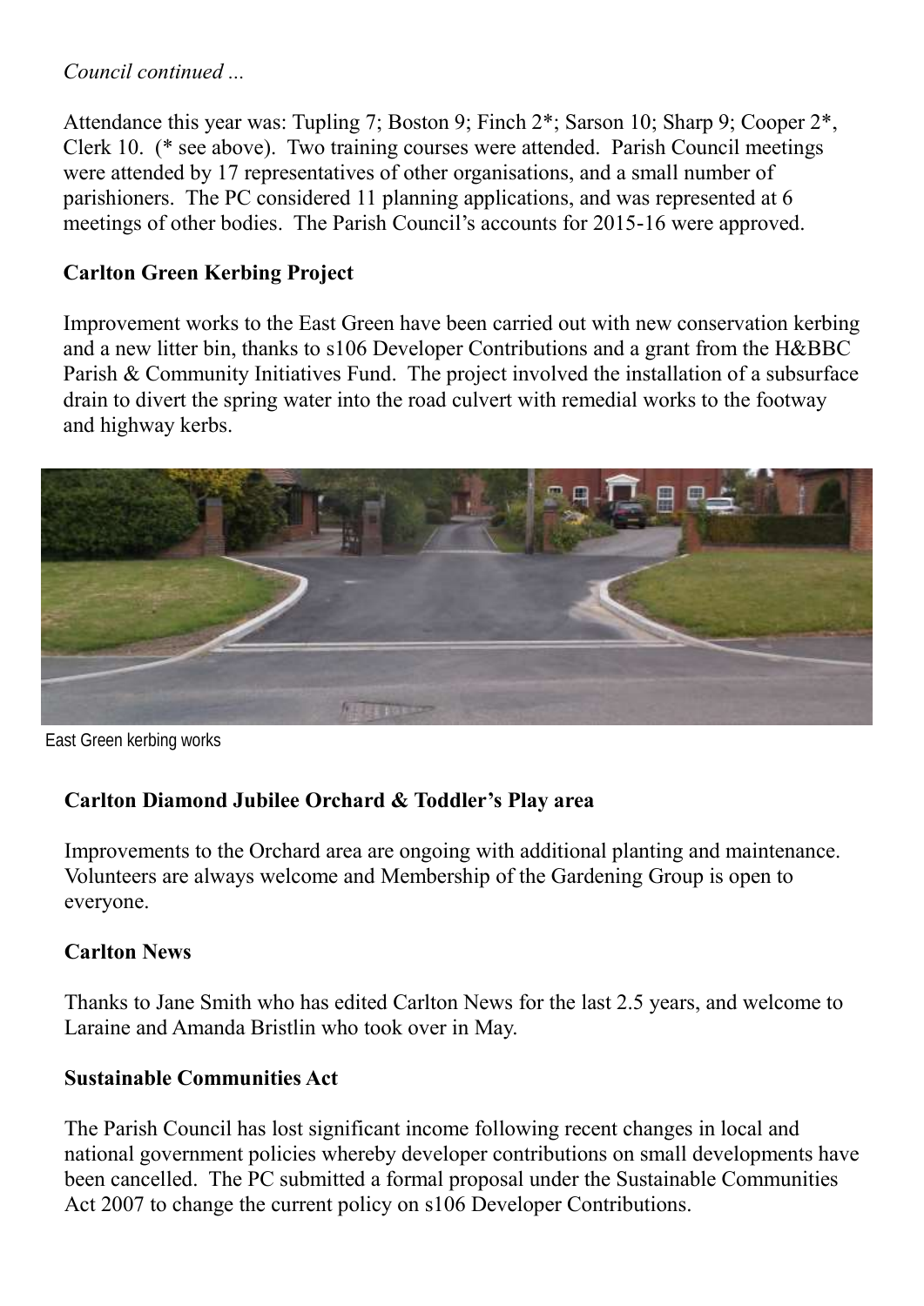*Council continued ...*

Attendance this year was: Tupling 7; Boston 9; Finch 2*; Sarson 10; Sharp 9; Cooper 2*, Clerk 10. (* see above). Two training courses were attended. Parish Council meetings were attended by 17 representatives of other organisations, and a small number of parishioners. The PC considered 11 planning applications, and was represented at 6 meetings of other bodies. The Parish Council's accounts for 2015-16 were approved.

**Carlton Green Kerbing Project**

Improvement works to the East Green have been carried out with new conservation kerbing and a new litter bin, thanks to s106 Developer Contributions and a grant from the H&BBC Parish & Community Initiatives Fund. The project involved the installation of a subsurface drain to divert the spring water into the road culvert with remedial works to the footway and highway kerbs.

East Green kerbing works

**Carlton Diamond Jubilee Orchard & Toddler's Play area**

Improvements to the Orchard area are ongoing with additional planting and maintenance. Volunteers are always welcome and Membership of the Gardening Group is open to everyone.

**Carlton News**

Thanks to Jane Smith who has edited Carlton News for the last 2.5 years, and welcome to Laraine and Amanda Bristlin who took over in May.

**Sustainable Communities Act**

The Parish Council has lost significant income following recent changes in local and national government policies whereby developer contributions on small developments have been cancelled. The PC submitted a formal proposal under the Sustainable Communities Act 2007 to change the current policy on s106 Developer Contributions.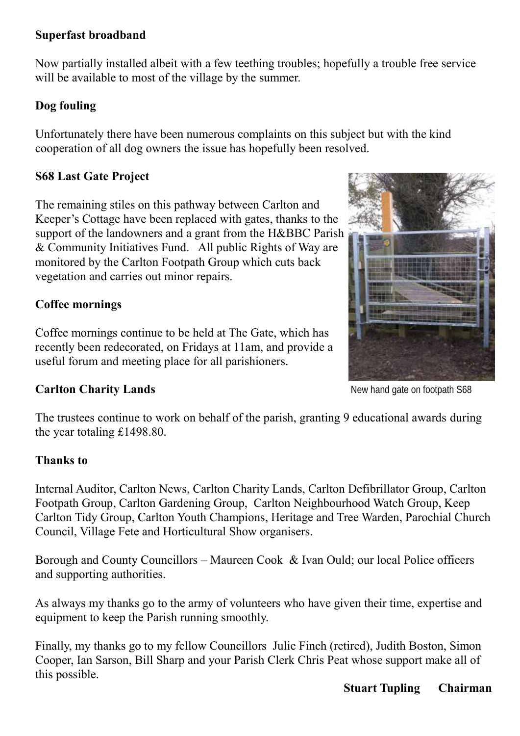**Superfast broadband**

Now partially installed albeit with a few teething troubles; hopefully a trouble free service will be available to most of the village by the summer.

**Dog fouling**

Unfortunately there have been numerous complaints on this subject but with the kind cooperation of all dog owners the issue has hopefully been resolved.

**S68 Last Gate Project**

The remaining stiles on this pathway between Carlton and Keeper's Cottage have been replaced with gates, thanks to the support of the landowners and a grant from the H&BBC Parish & Community Initiatives Fund. All public Rights of Way are monitored by the Carlton Footpath Group which cuts back vegetation and carries out minor repairs.

New hand gate on footpath S68

**Coffee mornings**

Coffee mornings continue to be held at The Gate, which has recently been redecorated, on Fridays at 11am, and provide a useful forum and meeting place for all parishioners.

**Carlton Charity Lands**

The trustees continue to work on behalf of the parish, granting 9 educational awards during the year totaling £1498.80.

**Thanks to**

Internal Auditor, Carlton News, Carlton Charity Lands, Carlton Defibrillator Group, Carlton Footpath Group, Carlton Gardening Group, Carlton Neighbourhood Watch Group, Keep Carlton Tidy Group, Carlton Youth Champions, Heritage and Tree Warden, Parochial Church Council, Village Fete and Horticultural Show organisers.

Borough and County Councillors – Maureen Cook & Ivan Ould; our local Police officers and supporting authorities.

As always my thanks go to the army of volunteers who have given their time, expertise and equipment to keep the Parish running smoothly.

Finally, my thanks go to my fellow Councillors Julie Finch (retired), Judith Boston, Simon Cooper, Ian Sarson, Bill Sharp and your Parish Clerk Chris Peat whose support make all of this possible.

**Stuart Tupling Chairman**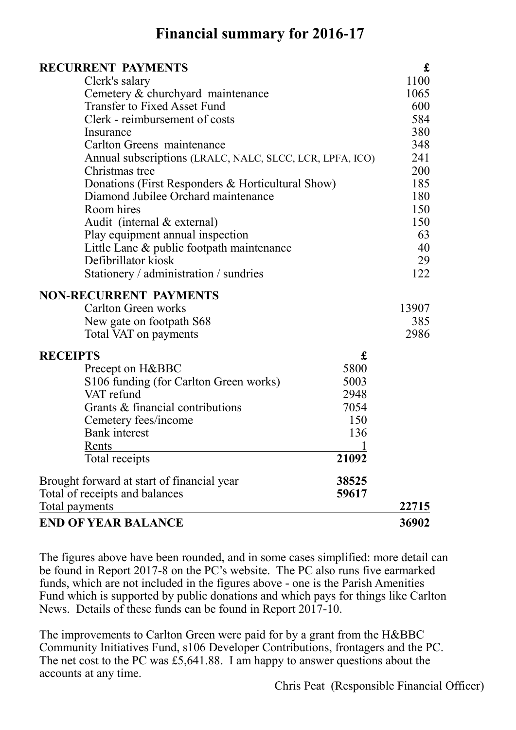# Financial summary for 2016-17

| | | |
|---|---|---|
| **RECURRENT PAYMENTS** | | **£** |
| Clerk's salary | | 1100 |
| Cemetery & churchyard maintenance | | 1065 |
| Transfer to Fixed Asset Fund | | 600 |
| Clerk - reimbursement of costs | | 584 |
| Insurance | | 380 |
| Carlton Greens maintenance | | 348 |
| Annual subscriptions (LRALC, NALC, SLCC, LCR, LPFA, ICO) | | 241 |
| Christmas tree | | 200 |
| Donations (First Responders & Horticultural Show) | | 185 |
| Diamond Jubilee Orchard maintenance | | 180 |
| Room hires | | 150 |
| Audit (internal & external) | | 150 |
| Play equipment annual inspection | | 63 |
| Little Lane & public footpath maintenance | | 40 |
| Defibrillator kiosk | | 29 |
| Stationery / administration / sundries | | 122 |
| **NON-RECURRENT PAYMENTS** | | |
| Carlton Green works | | 13907 |
| New gate on footpath S68 | | 385 |
| Total VAT on payments | | 2986 |
| **RECEIPTS** | **£** | |
| Precept on H&BBC | 5800 | |
| S106 funding (for Carlton Green works) | 5003 | |
| VAT refund | 2948 | |
| Grants & financial contributions | 7054 | |
| Cemetery fees/income | 150 | |
| Bank interest | 136 | |
| Rents | 1 | |
| Total receipts | **21092** | |
| Brought forward at start of financial year | **38525** | |
| Total of receipts and balances | **59617** | |
| Total payments | | **22715** |
| **END OF YEAR BALANCE** | | **36902** |

The figures above have been rounded, and in some cases simplified: more detail can be found in Report 2017-8 on the PC's website. The PC also runs five earmarked funds, which are not included in the figures above - one is the Parish Amenities Fund which is supported by public donations and which pays for things like Carlton News. Details of these funds can be found in Report 2017-10.

The improvements to Carlton Green were paid for by a grant from the H&BBC Community Initiatives Fund, s106 Developer Contributions, frontagers and the PC. The net cost to the PC was £5,641.88. I am happy to answer questions about the accounts at any time.

Chris Peat (Responsible Financial Officer)